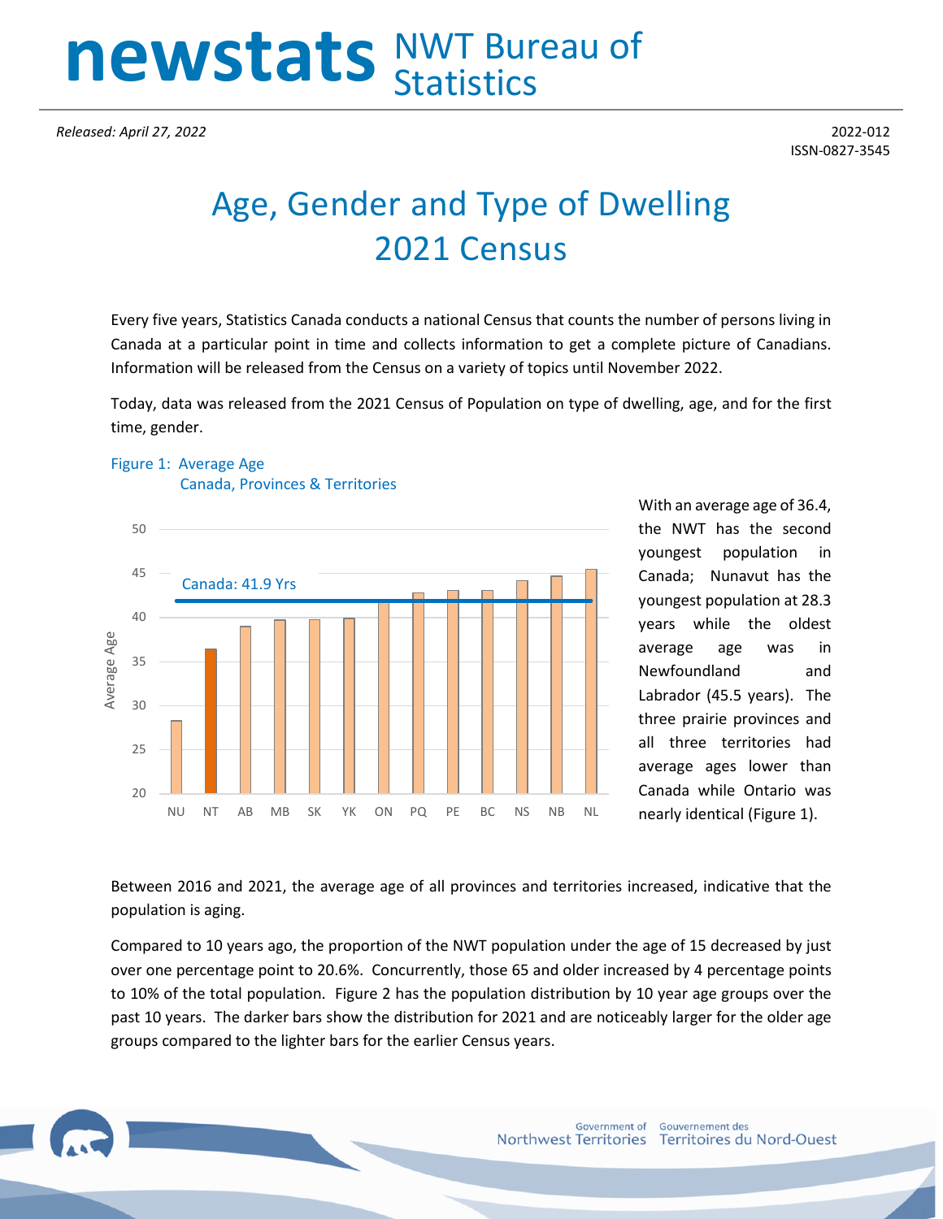# newstats NWT Bureau of Statistics

*Released: April 27, 2022*

2022-012
ISSN-0827-3545

# Age, Gender and Type of Dwelling 2021 Census

Every five years, Statistics Canada conducts a national Census that counts the number of persons living in Canada at a particular point in time and collects information to get a complete picture of Canadians. Information will be released from the Census on a variety of topics until November 2022.

Today, data was released from the 2021 Census of Population on type of dwelling, age, and for the first time, gender.

Figure 1: Average Age
Canada, Provinces & Territories

With an average age of 36.4, the NWT has the second youngest population in Canada; Nunavut has the youngest population at 28.3 years while the oldest average age was in Newfoundland and Labrador (45.5 years). The three prairie provinces and all three territories had average ages lower than Canada while Ontario was nearly identical (Figure 1).

Between 2016 and 2021, the average age of all provinces and territories increased, indicative that the population is aging.

Compared to 10 years ago, the proportion of the NWT population under the age of 15 decreased by just over one percentage point to 20.6%. Concurrently, those 65 and older increased by 4 percentage points to 10% of the total population. Figure 2 has the population distribution by 10 year age groups over the past 10 years. The darker bars show the distribution for 2021 and are noticeably larger for the older age groups compared to the lighter bars for the earlier Census years.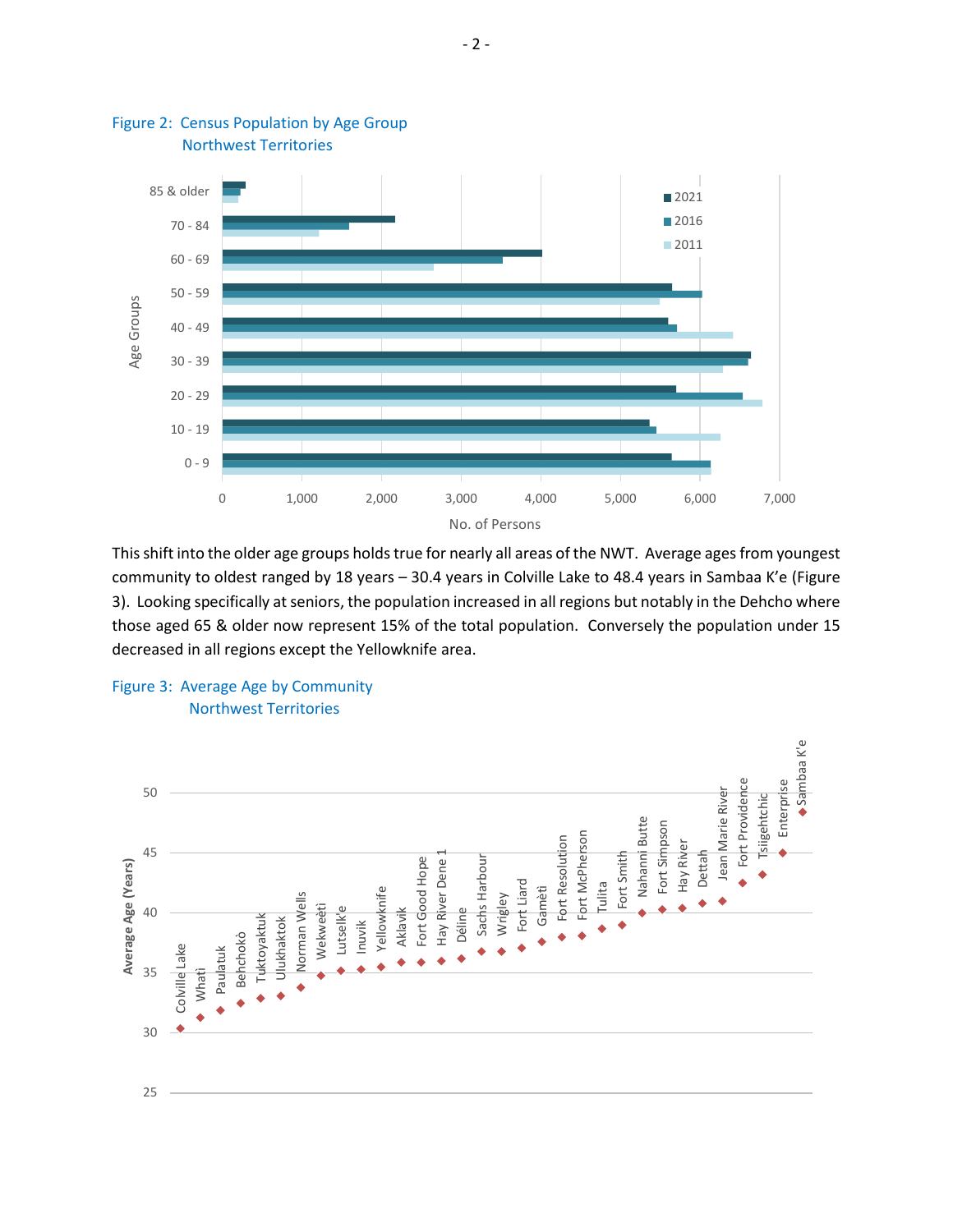Figure 2: Census Population by Age Group
Northwest Territories

This shift into the older age groups holds true for nearly all areas of the NWT. Average ages from youngest community to oldest ranged by 18 years – 30.4 years in Colville Lake to 48.4 years in Sambaa K'e (Figure 3). Looking specifically at seniors, the population increased in all regions but notably in the Dehcho where those aged 65 & older now represent 15% of the total population. Conversely the population under 15 decreased in all regions except the Yellowknife area.

Figure 3: Average Age by Community
Northwest Territories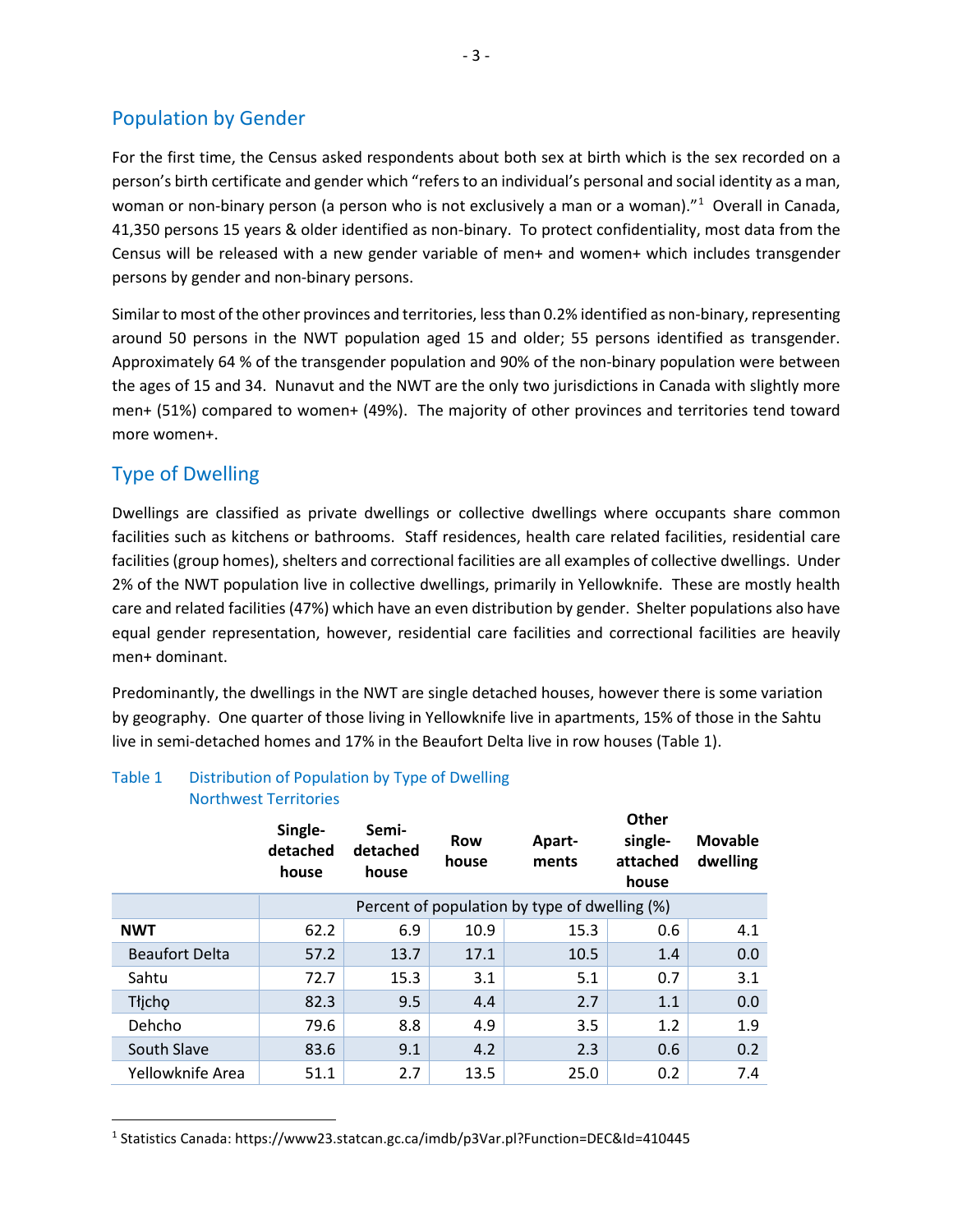## Population by Gender

For the first time, the Census asked respondents about both sex at birth which is the sex recorded on a person's birth certificate and gender which "refers to an individual's personal and social identity as a man, woman or non-binary person (a person who is not exclusively a man or a woman)."[1] Overall in Canada, 41,350 persons 15 years & older identified as non-binary. To protect confidentiality, most data from the Census will be released with a new gender variable of men+ and women+ which includes transgender persons by gender and non-binary persons.

Similar to most of the other provinces and territories, less than 0.2% identified as non-binary, representing around 50 persons in the NWT population aged 15 and older; 55 persons identified as transgender. Approximately 64 % of the transgender population and 90% of the non-binary population were between the ages of 15 and 34. Nunavut and the NWT are the only two jurisdictions in Canada with slightly more men+ (51%) compared to women+ (49%). The majority of other provinces and territories tend toward more women+.

## Type of Dwelling

Dwellings are classified as private dwellings or collective dwellings where occupants share common facilities such as kitchens or bathrooms. Staff residences, health care related facilities, residential care facilities (group homes), shelters and correctional facilities are all examples of collective dwellings. Under 2% of the NWT population live in collective dwellings, primarily in Yellowknife. These are mostly health care and related facilities (47%) which have an even distribution by gender. Shelter populations also have equal gender representation, however, residential care facilities and correctional facilities are heavily men+ dominant.

Predominantly, the dwellings in the NWT are single detached houses, however there is some variation by geography. One quarter of those living in Yellowknife live in apartments, 15% of those in the Sahtu live in semi-detached homes and 17% in the Beaufort Delta live in row houses (Table 1).

Table 1 Distribution of Population by Type of Dwelling
Northwest Territories

| | Single-detached house | Semi-detached house | Row house | Apart-ments | Other single-attached house | Movable dwelling |
|---|---|---|---|---|---|---|
| | Percent of population by type of dwelling (%) | | | | | |
| **NWT** | 62.2 | 6.9 | 10.9 | 15.3 | 0.6 | 4.1 |
| Beaufort Delta | 57.2 | 13.7 | 17.1 | 10.5 | 1.4 | 0.0 |
| Sahtu | 72.7 | 15.3 | 3.1 | 5.1 | 0.7 | 3.1 |
| Tłı̨chǫ | 82.3 | 9.5 | 4.4 | 2.7 | 1.1 | 0.0 |
| Dehcho | 79.6 | 8.8 | 4.9 | 3.5 | 1.2 | 1.9 |
| South Slave | 83.6 | 9.1 | 4.2 | 2.3 | 0.6 | 0.2 |
| Yellowknife Area | 51.1 | 2.7 | 13.5 | 25.0 | 0.2 | 7.4 |

[1] Statistics Canada: https://www23.statcan.gc.ca/imdb/p3Var.pl?Function=DEC&Id=410445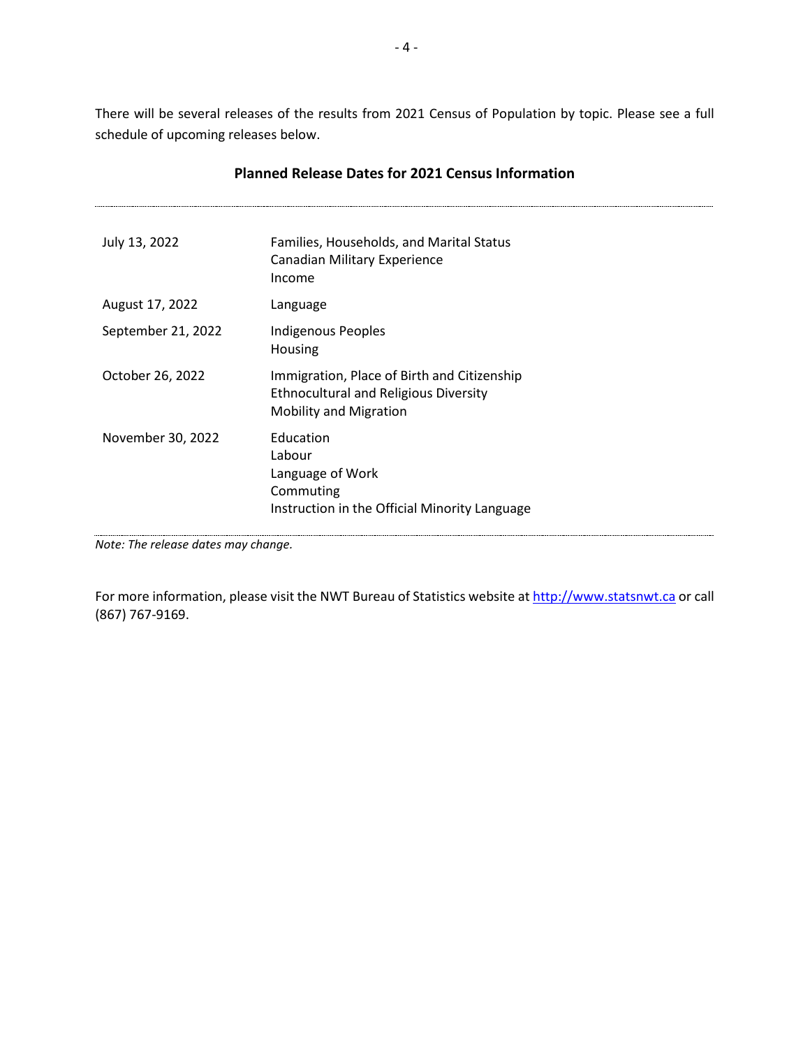There will be several releases of the results from 2021 Census of Population by topic. Please see a full schedule of upcoming releases below.

## Planned Release Dates for 2021 Census Information

| | |
|---|---|
| July 13, 2022 | Families, Households, and Marital Status<br>Canadian Military Experience<br>Income |
| August 17, 2022 | Language |
| September 21, 2022 | Indigenous Peoples<br>Housing |
| October 26, 2022 | Immigration, Place of Birth and Citizenship<br>Ethnocultural and Religious Diversity<br>Mobility and Migration |
| November 30, 2022 | Education<br>Labour<br>Language of Work<br>Commuting<br>Instruction in the Official Minority Language |

*Note: The release dates may change.*

For more information, please visit the NWT Bureau of Statistics website at [http://www.statsnwt.ca](http://www.statsnwt.ca) or call (867) 767-9169.